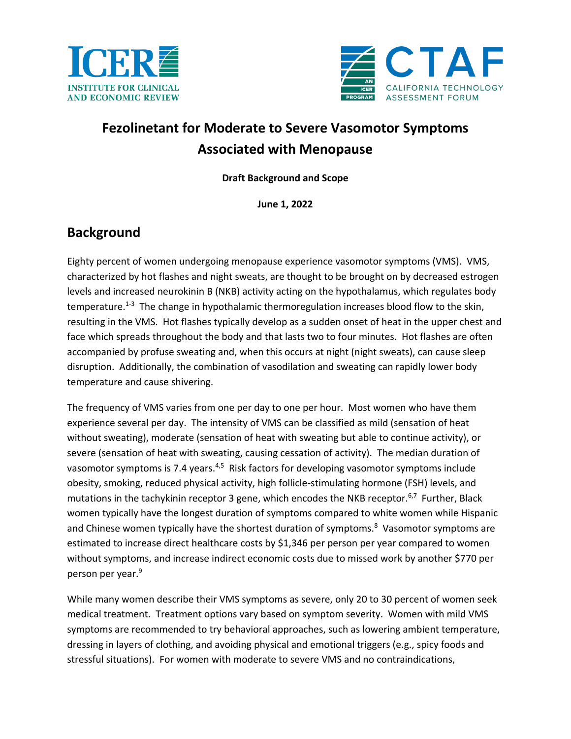ICER INSTITUTE FOR CLINICAL AND ECONOMIC REVIEW

CTAF CALIFORNIA TECHNOLOGY ASSESSMENT FORUM

# Fezolinetant for Moderate to Severe Vasomotor Symptoms Associated with Menopause

**Draft Background and Scope**

**June 1, 2022**

## Background

Eighty percent of women undergoing menopause experience vasomotor symptoms (VMS). VMS, characterized by hot flashes and night sweats, are thought to be brought on by decreased estrogen levels and increased neurokinin B (NKB) activity acting on the hypothalamus, which regulates body temperature.[1-3] The change in hypothalamic thermoregulation increases blood flow to the skin, resulting in the VMS. Hot flashes typically develop as a sudden onset of heat in the upper chest and face which spreads throughout the body and that lasts two to four minutes. Hot flashes are often accompanied by profuse sweating and, when this occurs at night (night sweats), can cause sleep disruption. Additionally, the combination of vasodilation and sweating can rapidly lower body temperature and cause shivering.

The frequency of VMS varies from one per day to one per hour. Most women who have them experience several per day. The intensity of VMS can be classified as mild (sensation of heat without sweating), moderate (sensation of heat with sweating but able to continue activity), or severe (sensation of heat with sweating, causing cessation of activity). The median duration of vasomotor symptoms is 7.4 years.[4,5] Risk factors for developing vasomotor symptoms include obesity, smoking, reduced physical activity, high follicle-stimulating hormone (FSH) levels, and mutations in the tachykinin receptor 3 gene, which encodes the NKB receptor.[6,7] Further, Black women typically have the longest duration of symptoms compared to white women while Hispanic and Chinese women typically have the shortest duration of symptoms.[8] Vasomotor symptoms are estimated to increase direct healthcare costs by $1,346 per person per year compared to women without symptoms, and increase indirect economic costs due to missed work by another $770 per person per year.[9]

While many women describe their VMS symptoms as severe, only 20 to 30 percent of women seek medical treatment. Treatment options vary based on symptom severity. Women with mild VMS symptoms are recommended to try behavioral approaches, such as lowering ambient temperature, dressing in layers of clothing, and avoiding physical and emotional triggers (e.g., spicy foods and stressful situations). For women with moderate to severe VMS and no contraindications,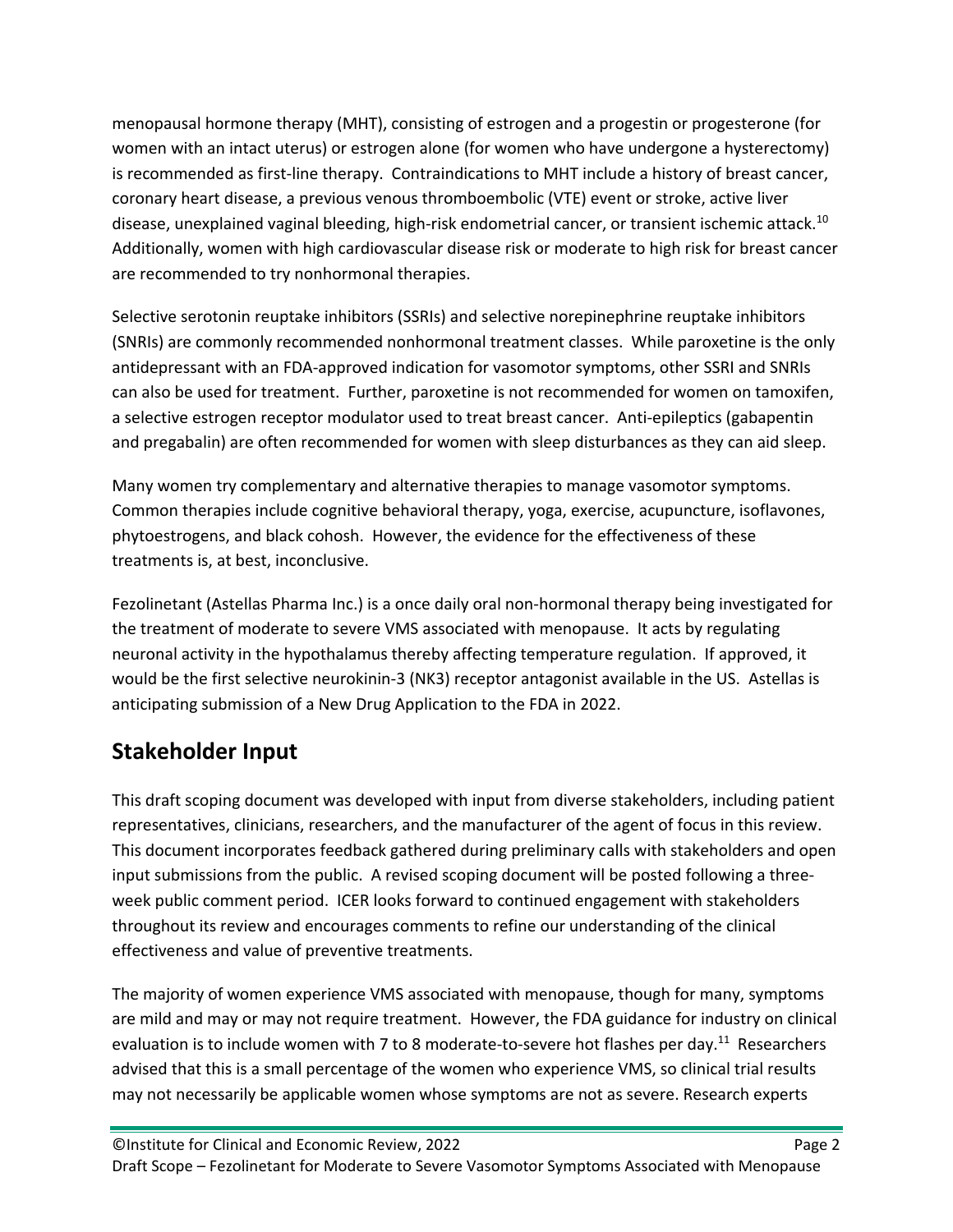menopausal hormone therapy (MHT), consisting of estrogen and a progestin or progesterone (for women with an intact uterus) or estrogen alone (for women who have undergone a hysterectomy) is recommended as first-line therapy. Contraindications to MHT include a history of breast cancer, coronary heart disease, a previous venous thromboembolic (VTE) event or stroke, active liver disease, unexplained vaginal bleeding, high-risk endometrial cancer, or transient ischemic attack.[10] Additionally, women with high cardiovascular disease risk or moderate to high risk for breast cancer are recommended to try nonhormonal therapies.

Selective serotonin reuptake inhibitors (SSRIs) and selective norepinephrine reuptake inhibitors (SNRIs) are commonly recommended nonhormonal treatment classes. While paroxetine is the only antidepressant with an FDA-approved indication for vasomotor symptoms, other SSRI and SNRIs can also be used for treatment. Further, paroxetine is not recommended for women on tamoxifen, a selective estrogen receptor modulator used to treat breast cancer. Anti-epileptics (gabapentin and pregabalin) are often recommended for women with sleep disturbances as they can aid sleep.

Many women try complementary and alternative therapies to manage vasomotor symptoms. Common therapies include cognitive behavioral therapy, yoga, exercise, acupuncture, isoflavones, phytoestrogens, and black cohosh. However, the evidence for the effectiveness of these treatments is, at best, inconclusive.

Fezolinetant (Astellas Pharma Inc.) is a once daily oral non-hormonal therapy being investigated for the treatment of moderate to severe VMS associated with menopause. It acts by regulating neuronal activity in the hypothalamus thereby affecting temperature regulation. If approved, it would be the first selective neurokinin-3 (NK3) receptor antagonist available in the US. Astellas is anticipating submission of a New Drug Application to the FDA in 2022.

## Stakeholder Input

This draft scoping document was developed with input from diverse stakeholders, including patient representatives, clinicians, researchers, and the manufacturer of the agent of focus in this review. This document incorporates feedback gathered during preliminary calls with stakeholders and open input submissions from the public. A revised scoping document will be posted following a three-week public comment period. ICER looks forward to continued engagement with stakeholders throughout its review and encourages comments to refine our understanding of the clinical effectiveness and value of preventive treatments.

The majority of women experience VMS associated with menopause, though for many, symptoms are mild and may or may not require treatment. However, the FDA guidance for industry on clinical evaluation is to include women with 7 to 8 moderate-to-severe hot flashes per day.[11] Researchers advised that this is a small percentage of the women who experience VMS, so clinical trial results may not necessarily be applicable women whose symptoms are not as severe. Research experts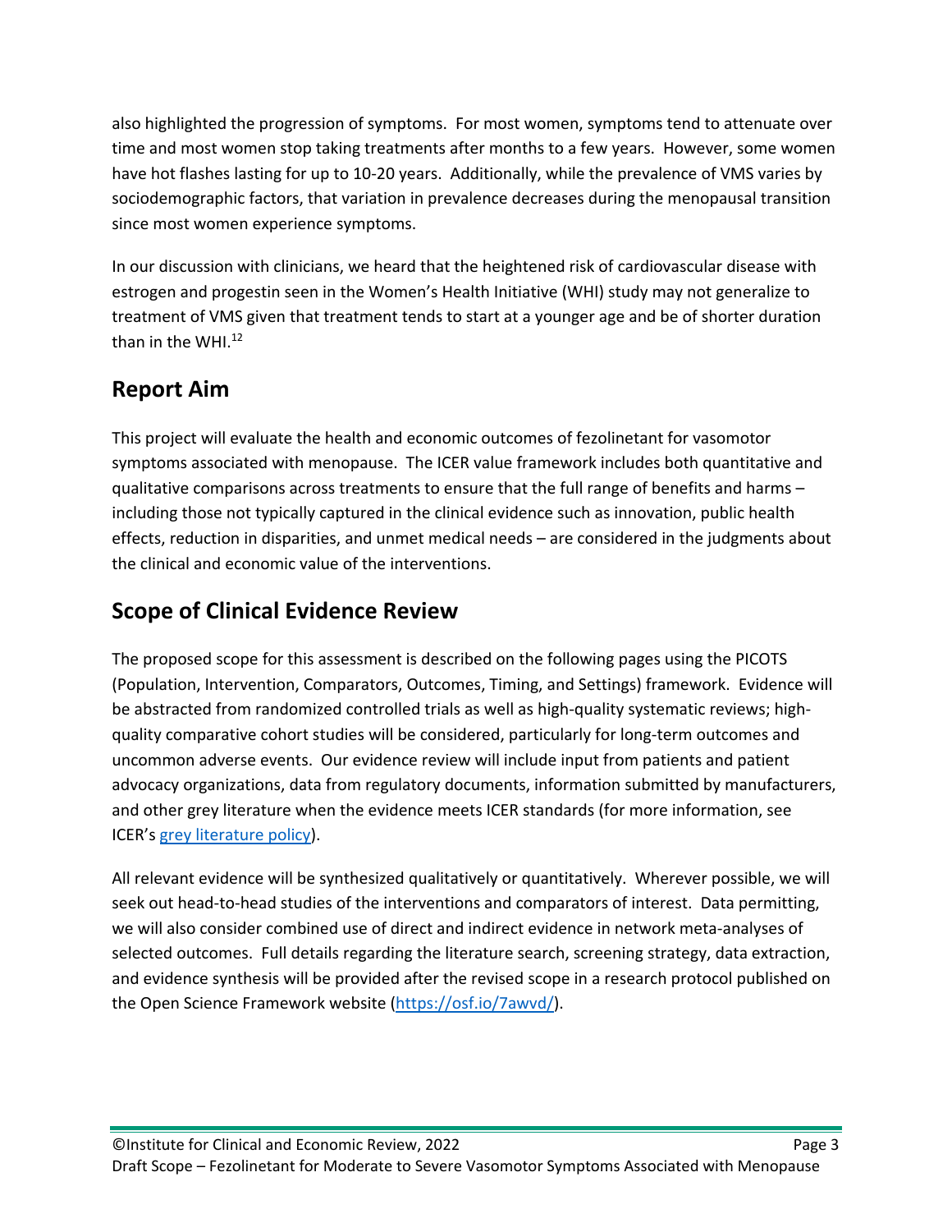also highlighted the progression of symptoms. For most women, symptoms tend to attenuate over time and most women stop taking treatments after months to a few years. However, some women have hot flashes lasting for up to 10-20 years. Additionally, while the prevalence of VMS varies by sociodemographic factors, that variation in prevalence decreases during the menopausal transition since most women experience symptoms.

In our discussion with clinicians, we heard that the heightened risk of cardiovascular disease with estrogen and progestin seen in the Women's Health Initiative (WHI) study may not generalize to treatment of VMS given that treatment tends to start at a younger age and be of shorter duration than in the WHI.[12]

## Report Aim

This project will evaluate the health and economic outcomes of fezolinetant for vasomotor symptoms associated with menopause. The ICER value framework includes both quantitative and qualitative comparisons across treatments to ensure that the full range of benefits and harms – including those not typically captured in the clinical evidence such as innovation, public health effects, reduction in disparities, and unmet medical needs – are considered in the judgments about the clinical and economic value of the interventions.

## Scope of Clinical Evidence Review

The proposed scope for this assessment is described on the following pages using the PICOTS (Population, Intervention, Comparators, Outcomes, Timing, and Settings) framework. Evidence will be abstracted from randomized controlled trials as well as high-quality systematic reviews; high-quality comparative cohort studies will be considered, particularly for long-term outcomes and uncommon adverse events. Our evidence review will include input from patients and patient advocacy organizations, data from regulatory documents, information submitted by manufacturers, and other grey literature when the evidence meets ICER standards (for more information, see ICER's grey literature policy).

All relevant evidence will be synthesized qualitatively or quantitatively. Wherever possible, we will seek out head-to-head studies of the interventions and comparators of interest. Data permitting, we will also consider combined use of direct and indirect evidence in network meta-analyses of selected outcomes. Full details regarding the literature search, screening strategy, data extraction, and evidence synthesis will be provided after the revised scope in a research protocol published on the Open Science Framework website (https://osf.io/7awvd/).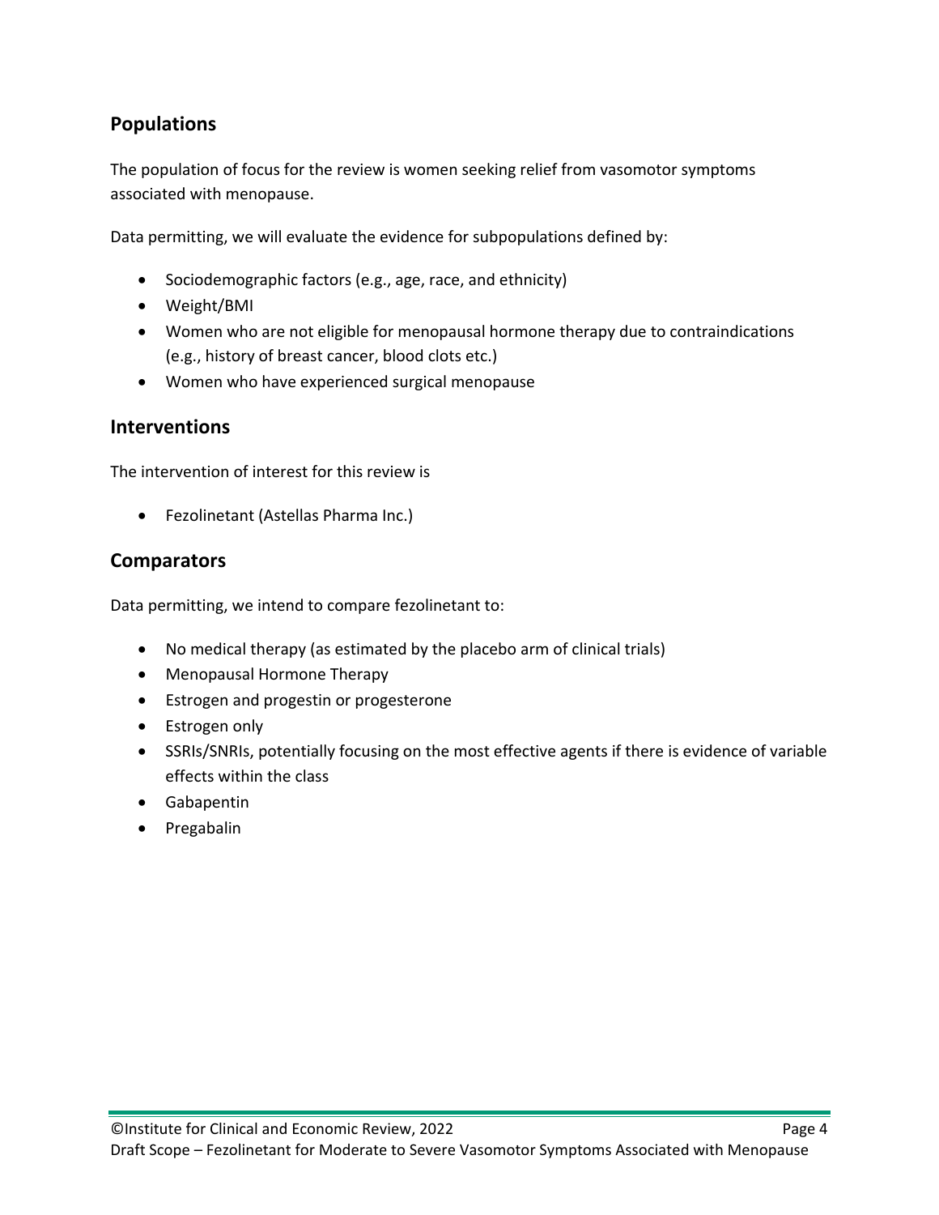## Populations

The population of focus for the review is women seeking relief from vasomotor symptoms associated with menopause.

Data permitting, we will evaluate the evidence for subpopulations defined by:

- Sociodemographic factors (e.g., age, race, and ethnicity)
- Weight/BMI
- Women who are not eligible for menopausal hormone therapy due to contraindications (e.g., history of breast cancer, blood clots etc.)
- Women who have experienced surgical menopause

## Interventions

The intervention of interest for this review is

- Fezolinetant (Astellas Pharma Inc.)

## Comparators

Data permitting, we intend to compare fezolinetant to:

- No medical therapy (as estimated by the placebo arm of clinical trials)
- Menopausal Hormone Therapy
- Estrogen and progestin or progesterone
- Estrogen only
- SSRIs/SNRIs, potentially focusing on the most effective agents if there is evidence of variable effects within the class
- Gabapentin
- Pregabalin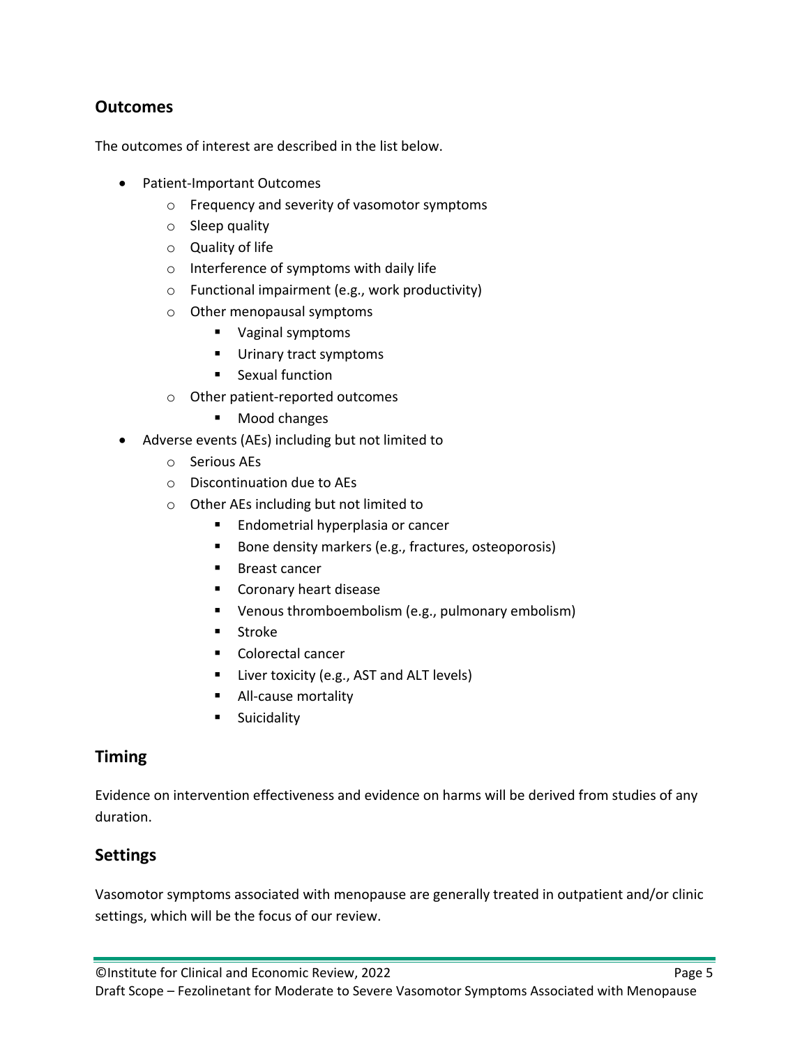## Outcomes

The outcomes of interest are described in the list below.

- Patient-Important Outcomes
    - Frequency and severity of vasomotor symptoms
    - Sleep quality
    - Quality of life
    - Interference of symptoms with daily life
    - Functional impairment (e.g., work productivity)
    - Other menopausal symptoms
        - Vaginal symptoms
        - Urinary tract symptoms
        - Sexual function
    - Other patient-reported outcomes
        - Mood changes
- Adverse events (AEs) including but not limited to
    - Serious AEs
    - Discontinuation due to AEs
    - Other AEs including but not limited to
        - Endometrial hyperplasia or cancer
        - Bone density markers (e.g., fractures, osteoporosis)
        - Breast cancer
        - Coronary heart disease
        - Venous thromboembolism (e.g., pulmonary embolism)
        - Stroke
        - Colorectal cancer
        - Liver toxicity (e.g., AST and ALT levels)
        - All-cause mortality
        - Suicidality

## Timing

Evidence on intervention effectiveness and evidence on harms will be derived from studies of any duration.

## Settings

Vasomotor symptoms associated with menopause are generally treated in outpatient and/or clinic settings, which will be the focus of our review.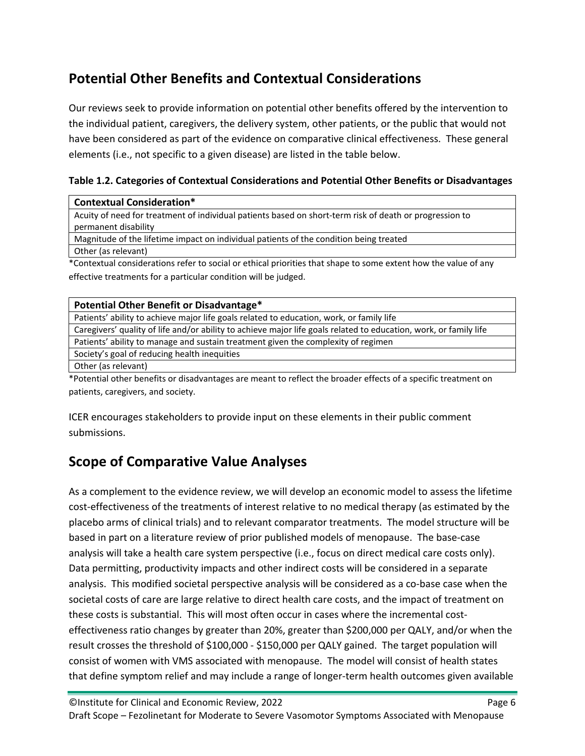## Potential Other Benefits and Contextual Considerations

Our reviews seek to provide information on potential other benefits offered by the intervention to the individual patient, caregivers, the delivery system, other patients, or the public that would not have been considered as part of the evidence on comparative clinical effectiveness. These general elements (i.e., not specific to a given disease) are listed in the table below.

**Table 1.2. Categories of Contextual Considerations and Potential Other Benefits or Disadvantages**

| Contextual Consideration* |
|---|
| Acuity of need for treatment of individual patients based on short-term risk of death or progression to permanent disability |
| Magnitude of the lifetime impact on individual patients of the condition being treated |
| Other (as relevant) |

*Contextual considerations refer to social or ethical priorities that shape to some extent how the value of any effective treatments for a particular condition will be judged.

| Potential Other Benefit or Disadvantage* |
|---|
| Patients' ability to achieve major life goals related to education, work, or family life |
| Caregivers' quality of life and/or ability to achieve major life goals related to education, work, or family life |
| Patients' ability to manage and sustain treatment given the complexity of regimen |
| Society's goal of reducing health inequities |
| Other (as relevant) |

*Potential other benefits or disadvantages are meant to reflect the broader effects of a specific treatment on patients, caregivers, and society.

ICER encourages stakeholders to provide input on these elements in their public comment submissions.

## Scope of Comparative Value Analyses

As a complement to the evidence review, we will develop an economic model to assess the lifetime cost-effectiveness of the treatments of interest relative to no medical therapy (as estimated by the placebo arms of clinical trials) and to relevant comparator treatments. The model structure will be based in part on a literature review of prior published models of menopause. The base-case analysis will take a health care system perspective (i.e., focus on direct medical care costs only). Data permitting, productivity impacts and other indirect costs will be considered in a separate analysis. This modified societal perspective analysis will be considered as a co-base case when the societal costs of care are large relative to direct health care costs, and the impact of treatment on these costs is substantial. This will most often occur in cases where the incremental cost-effectiveness ratio changes by greater than 20%, greater than $200,000 per QALY, and/or when the result crosses the threshold of $100,000 - $150,000 per QALY gained. The target population will consist of women with VMS associated with menopause. The model will consist of health states that define symptom relief and may include a range of longer-term health outcomes given available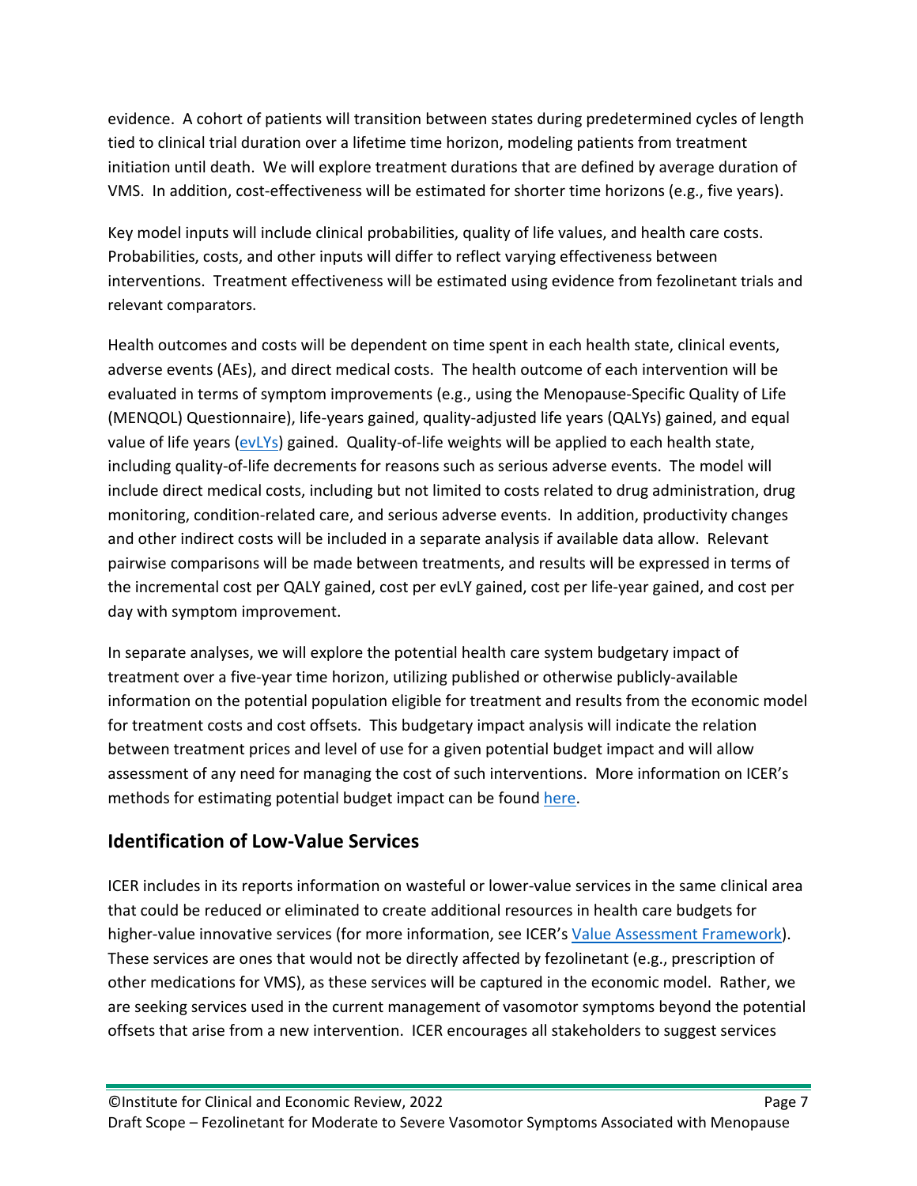evidence. A cohort of patients will transition between states during predetermined cycles of length tied to clinical trial duration over a lifetime time horizon, modeling patients from treatment initiation until death. We will explore treatment durations that are defined by average duration of VMS. In addition, cost-effectiveness will be estimated for shorter time horizons (e.g., five years).

Key model inputs will include clinical probabilities, quality of life values, and health care costs. Probabilities, costs, and other inputs will differ to reflect varying effectiveness between interventions. Treatment effectiveness will be estimated using evidence from fezolinetant trials and relevant comparators.

Health outcomes and costs will be dependent on time spent in each health state, clinical events, adverse events (AEs), and direct medical costs. The health outcome of each intervention will be evaluated in terms of symptom improvements (e.g., using the Menopause-Specific Quality of Life (MENQOL) Questionnaire), life-years gained, quality-adjusted life years (QALYs) gained, and equal value of life years (evLYs) gained. Quality-of-life weights will be applied to each health state, including quality-of-life decrements for reasons such as serious adverse events. The model will include direct medical costs, including but not limited to costs related to drug administration, drug monitoring, condition-related care, and serious adverse events. In addition, productivity changes and other indirect costs will be included in a separate analysis if available data allow. Relevant pairwise comparisons will be made between treatments, and results will be expressed in terms of the incremental cost per QALY gained, cost per evLY gained, cost per life-year gained, and cost per day with symptom improvement.

In separate analyses, we will explore the potential health care system budgetary impact of treatment over a five-year time horizon, utilizing published or otherwise publicly-available information on the potential population eligible for treatment and results from the economic model for treatment costs and cost offsets. This budgetary impact analysis will indicate the relation between treatment prices and level of use for a given potential budget impact and will allow assessment of any need for managing the cost of such interventions. More information on ICER's methods for estimating potential budget impact can be found here.

## Identification of Low-Value Services

ICER includes in its reports information on wasteful or lower-value services in the same clinical area that could be reduced or eliminated to create additional resources in health care budgets for higher-value innovative services (for more information, see ICER's Value Assessment Framework). These services are ones that would not be directly affected by fezolinetant (e.g., prescription of other medications for VMS), as these services will be captured in the economic model. Rather, we are seeking services used in the current management of vasomotor symptoms beyond the potential offsets that arise from a new intervention. ICER encourages all stakeholders to suggest services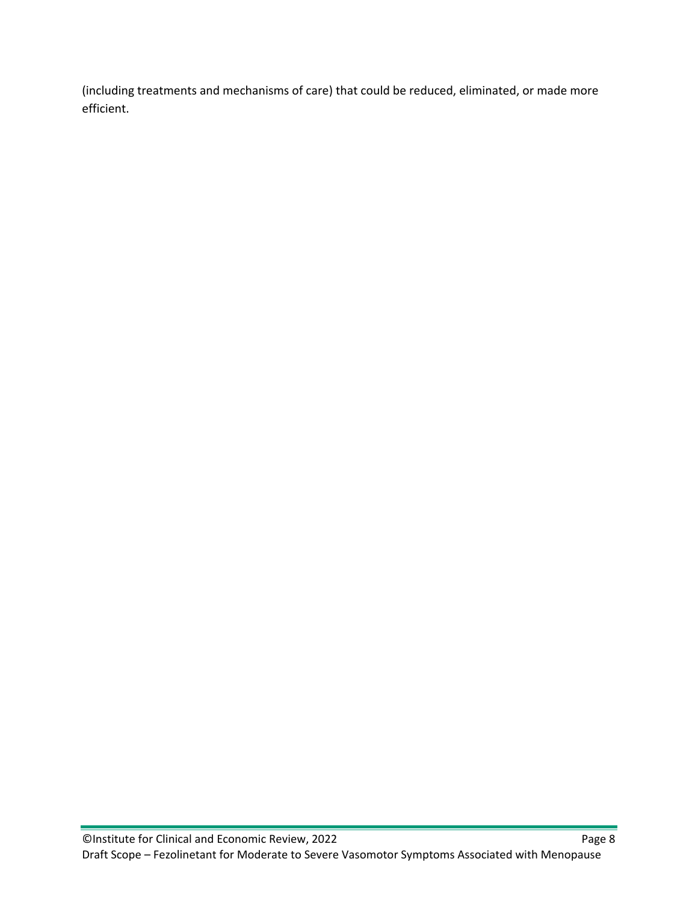(including treatments and mechanisms of care) that could be reduced, eliminated, or made more efficient.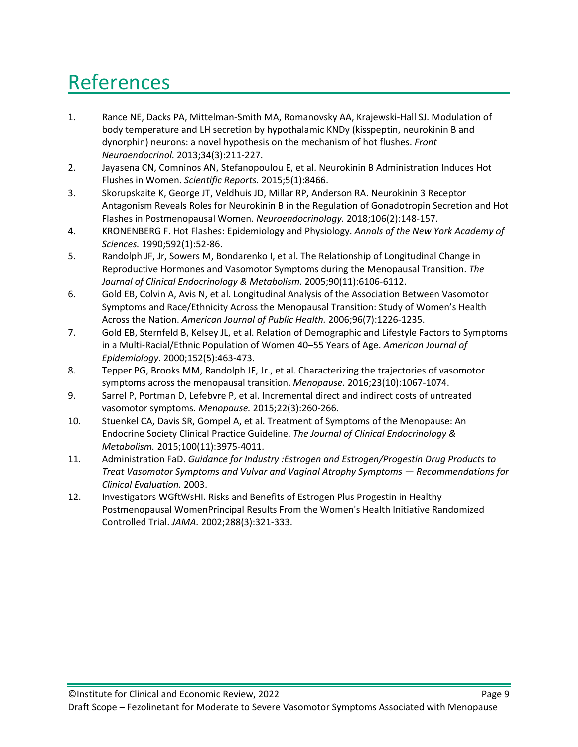# References

1. Rance NE, Dacks PA, Mittelman-Smith MA, Romanovsky AA, Krajewski-Hall SJ. Modulation of body temperature and LH secretion by hypothalamic KNDy (kisspeptin, neurokinin B and dynorphin) neurons: a novel hypothesis on the mechanism of hot flushes. *Front Neuroendocrinol.* 2013;34(3):211-227.
2. Jayasena CN, Comninos AN, Stefanopoulou E, et al. Neurokinin B Administration Induces Hot Flushes in Women. *Scientific Reports.* 2015;5(1):8466.
3. Skorupskaite K, George JT, Veldhuis JD, Millar RP, Anderson RA. Neurokinin 3 Receptor Antagonism Reveals Roles for Neurokinin B in the Regulation of Gonadotropin Secretion and Hot Flashes in Postmenopausal Women. *Neuroendocrinology.* 2018;106(2):148-157.
4. KRONENBERG F. Hot Flashes: Epidemiology and Physiology. *Annals of the New York Academy of Sciences.* 1990;592(1):52-86.
5. Randolph JF, Jr, Sowers M, Bondarenko I, et al. The Relationship of Longitudinal Change in Reproductive Hormones and Vasomotor Symptoms during the Menopausal Transition. *The Journal of Clinical Endocrinology & Metabolism.* 2005;90(11):6106-6112.
6. Gold EB, Colvin A, Avis N, et al. Longitudinal Analysis of the Association Between Vasomotor Symptoms and Race/Ethnicity Across the Menopausal Transition: Study of Women's Health Across the Nation. *American Journal of Public Health.* 2006;96(7):1226-1235.
7. Gold EB, Sternfeld B, Kelsey JL, et al. Relation of Demographic and Lifestyle Factors to Symptoms in a Multi-Racial/Ethnic Population of Women 40–55 Years of Age. *American Journal of Epidemiology.* 2000;152(5):463-473.
8. Tepper PG, Brooks MM, Randolph JF, Jr., et al. Characterizing the trajectories of vasomotor symptoms across the menopausal transition. *Menopause.* 2016;23(10):1067-1074.
9. Sarrel P, Portman D, Lefebvre P, et al. Incremental direct and indirect costs of untreated vasomotor symptoms. *Menopause.* 2015;22(3):260-266.
10. Stuenkel CA, Davis SR, Gompel A, et al. Treatment of Symptoms of the Menopause: An Endocrine Society Clinical Practice Guideline. *The Journal of Clinical Endocrinology & Metabolism.* 2015;100(11):3975-4011.
11. Administration FaD. *Guidance for Industry :Estrogen and Estrogen/Progestin Drug Products to Treat Vasomotor Symptoms and Vulvar and Vaginal Atrophy Symptoms — Recommendations for Clinical Evaluation.* 2003.
12. Investigators WGftWsHI. Risks and Benefits of Estrogen Plus Progestin in Healthy Postmenopausal WomenPrincipal Results From the Women's Health Initiative Randomized Controlled Trial. *JAMA.* 2002;288(3):321-333.